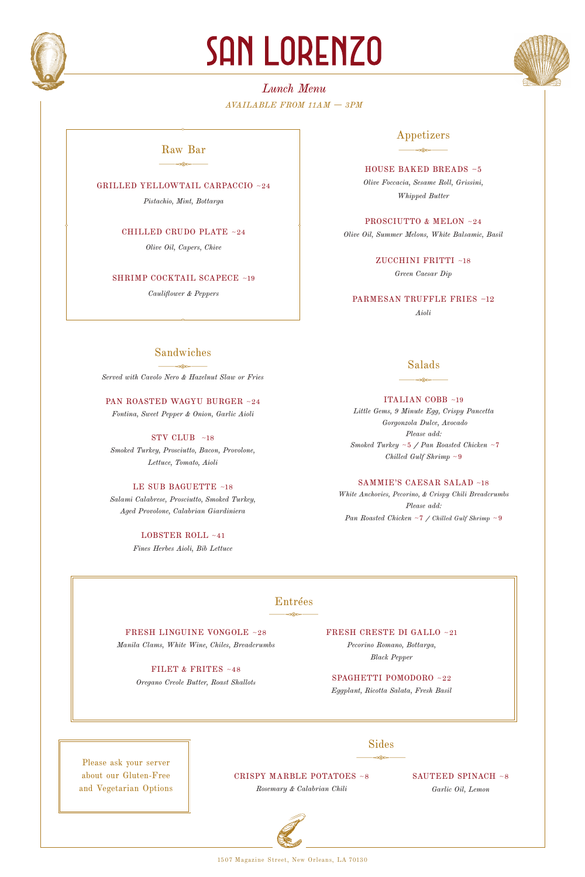# SAN LORENZO

*Lunch Menu*

*AVAILABLE FROM 11AM — 3PM*

## Raw Bar

GRILLED YELLOWTAIL CARPACCIO ~24
*Pistachio, Mint, Bottarga*

CHILLED CRUDO PLATE ~24
*Olive Oil, Capers, Chive*

SHRIMP COCKTAIL SCAPECE ~19
*Cauliflower & Peppers*

## Appetizers

HOUSE BAKED BREADS ~5
*Olive Foccacia, Sesame Roll, Grissini, Whipped Butter*

PROSCIUTTO & MELON ~24
*Olive Oil, Summer Melons, White Balsamic, Basil*

ZUCCHINI FRITTI ~18
*Green Caesar Dip*

PARMESAN TRUFFLE FRIES ~12
*Aioli*

## Sandwiches

*Served with Cavolo Nero & Hazelnut Slaw or Fries*

PAN ROASTED WAGYU BURGER ~24
*Fontina, Sweet Pepper & Onion, Garlic Aioli*

STV CLUB ~18
*Smoked Turkey, Prosciutto, Bacon, Provolone, Lettuce, Tomato, Aioli*

LE SUB BAGUETTE ~18
*Salami Calabrese, Prosciutto, Smoked Turkey, Aged Provolone, Calabrian Giardiniera*

LOBSTER ROLL ~41
*Fines Herbes Aioli, Bib Lettuce*

## Salads

ITALIAN COBB ~19
*Little Gems, 9 Minute Egg, Crispy Pancetta Gorgonzola Dulce, Avocado*
*Please add:*
*Smoked Turkey ~5 / Pan Roasted Chicken ~7*
*Chilled Gulf Shrimp ~9*

SAMMIE'S CAESAR SALAD ~18
*White Anchovies, Pecorino, & Crispy Chili Breadcrumbs*
*Please add:*
*Pan Roasted Chicken ~7 / Chilled Gulf Shrimp ~9*

## Entrées

FRESH LINGUINE VONGOLE ~28
*Manila Clams, White Wine, Chiles, Breadcrumbs*

FILET & FRITES ~48
*Oregano Creole Butter, Roast Shallots*

FRESH CRESTE DI GALLO ~21
*Pecorino Romano, Bottarga, Black Pepper*

SPAGHETTI POMODORO ~22
*Eggplant, Ricotta Salata, Fresh Basil*

Please ask your server about our Gluten-Free and Vegetarian Options

## Sides

CRISPY MARBLE POTATOES ~8
*Rosemary & Calabrian Chili*

SAUTEED SPINACH ~8
*Garlic Oil, Lemon*

1507 Magazine Street, New Orleans, LA 70130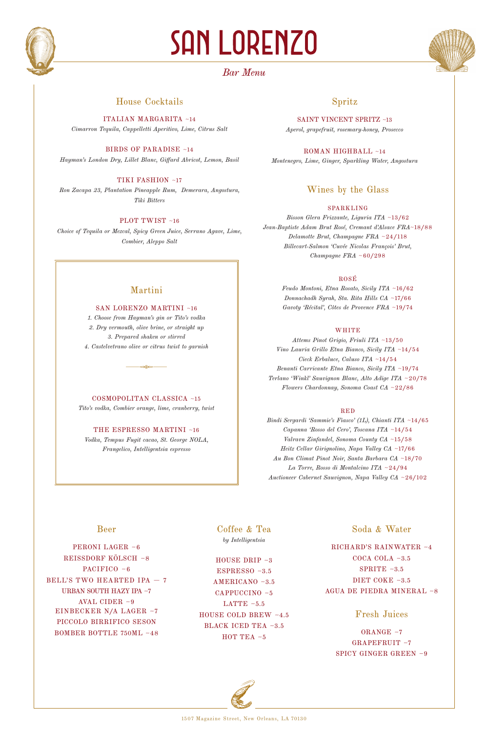# SAN LORENZO

*Bar Menu*

## House Cocktails

ITALIAN MARGARITA ~14
*Cimarron Tequila, Cappelletti Aperitivo, Lime, Citrus Salt*

BIRDS OF PARADISE ~14
*Hayman's London Dry, Lillet Blanc, Giffard Abricot, Lemon, Basil*

TIKI FASHION ~17
*Ron Zacapa 23, Plantation Pineapple Rum, Demerara, Angostura, Tiki Bitters*

PLOT TWIST ~16
*Choice of Tequila or Mezcal, Spicy Green Juice, Serrano Agave, Lime, Combier, Aleppo Salt*

## Martini

SAN LORENZO MARTINI ~16
*1. Choose from Hayman's gin or Tito's vodka*
*2. Dry vermouth, olive brine, or straight up*
*3. Prepared shaken or stirred*
*4. Castelvetrano olive or citrus twist to garnish*

COSMOPOLITAN CLASSICA ~15
*Tito's vodka, Combier orange, lime, cranberry, twist*

THE ESPRESSO MARTINI ~16
*Vodka, Tempus Fugit cacao, St. George NOLA, Frangelico, Intelligentsia espresso*

## Spritz

SAINT VINCENT SPRITZ ~13
*Aperol, grapefruit, rosemary-honey, Prosecco*

ROMAN HIGHBALL ~14
*Montenegro, Lime, Ginger, Sparkling Water, Angostura*

## Wines by the Glass

### SPARKLING

*Bisson Glera Frizzante, Liguria ITA* ~13/62
*Jean-Baptiste Adam Brut Rosé, Cremant d'Alsace FRA*~18/88
*Delamotte Brut, Champagne FRA* ~24/118
*Billecart-Salmon 'Cuvée Nicolas François' Brut, Champagne FRA* ~60/298

### ROSÉ

*Feudo Montoni, Etna Rosato, Sicily ITA* ~16/62
*Donnachadh Syrah, Sta. Rita Hills CA* ~17/66
*Gavoty 'Récital', Côtes de Provence FRA* ~19/74

### WHITE

*Attems Pinot Grigio, Friuli ITA* ~13/50
*Vino Lauria Grillo Etna Bianco, Sicily ITA* ~14/54
*Cieck Erbaluce, Caluso ITA* ~14/54
*Benanti Carricante Etna Bianco, Sicily ITA* ~19/74
*Terlano 'Winkl' Sauvignon Blanc, Alto Adige ITA* ~20/78
*Flowers Chardonnay, Sonoma Coast CA* ~22/86

### RED

*Bindi Sergardi 'Sammie's Fiasco' (1L), Chianti ITA* ~14/65
*Capanna 'Rosso del Cero', Toscana ITA* ~14/54
*Valravn Zinfandel, Sonoma County CA* ~15/58
*Heitz Cellar Girignolino, Napa Valley CA* ~17/66
*Au Bon Climat Pinot Noir, Santa Barbara CA* ~18/70
*La Torre, Rosso di Montalcino ITA* ~24/94
*Auctioneer Cabernet Sauvignon, Napa Valley CA* ~26/102

## Beer

PERONI LAGER ~6
REISSDORF KÖLSCH ~8
PACIFICO ~6
BELL'S TWO HEARTED IPA — 7
URBAN SOUTH HAZY IPA ~7
AVAL CIDER ~9
EINBECKER N/A LAGER ~7
PICCOLO BIRRIFICO SESON
BOMBER BOTTLE 750ML ~48

## Coffee & Tea

*by Intelligentsia*

HOUSE DRIP ~3
ESPRESSO ~3.5
AMERICANO ~3.5
CAPPUCCINO ~5
LATTE ~5.5
HOUSE COLD BREW ~4.5
BLACK ICED TEA ~3.5
HOT TEA ~5

## Soda & Water

RICHARD'S RAINWATER ~4
COCA COLA ~3.5
SPRITE ~3.5
DIET COKE ~3.5
AGUA DE PIEDRA MINERAL ~8

## Fresh Juices

ORANGE ~7
GRAPEFRUIT ~7
SPICY GINGER GREEN ~9

1507 Magazine Street, New Orleans, LA 70130